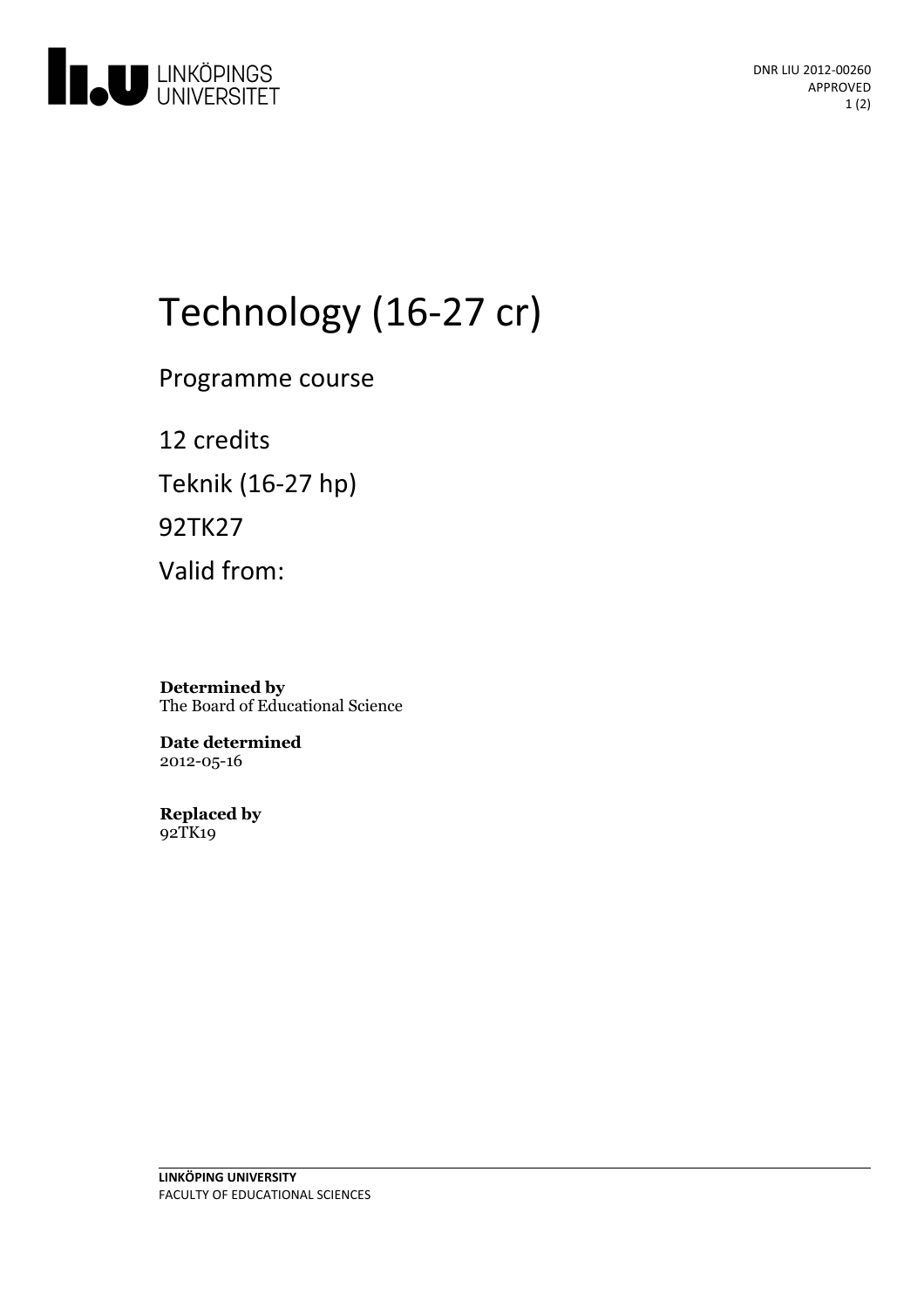DNR LIU 2012-00260
APPROVED

# Technology (16-27 cr)

Programme course

12 credits

Teknik (16-27 hp)

92TK27

Valid from:

**Determined by**
The Board of Educational Science

**Date determined**
2012-05-16

**Replaced by**
92TK19

**LINKÖPING UNIVERSITY**
FACULTY OF EDUCATIONAL SCIENCES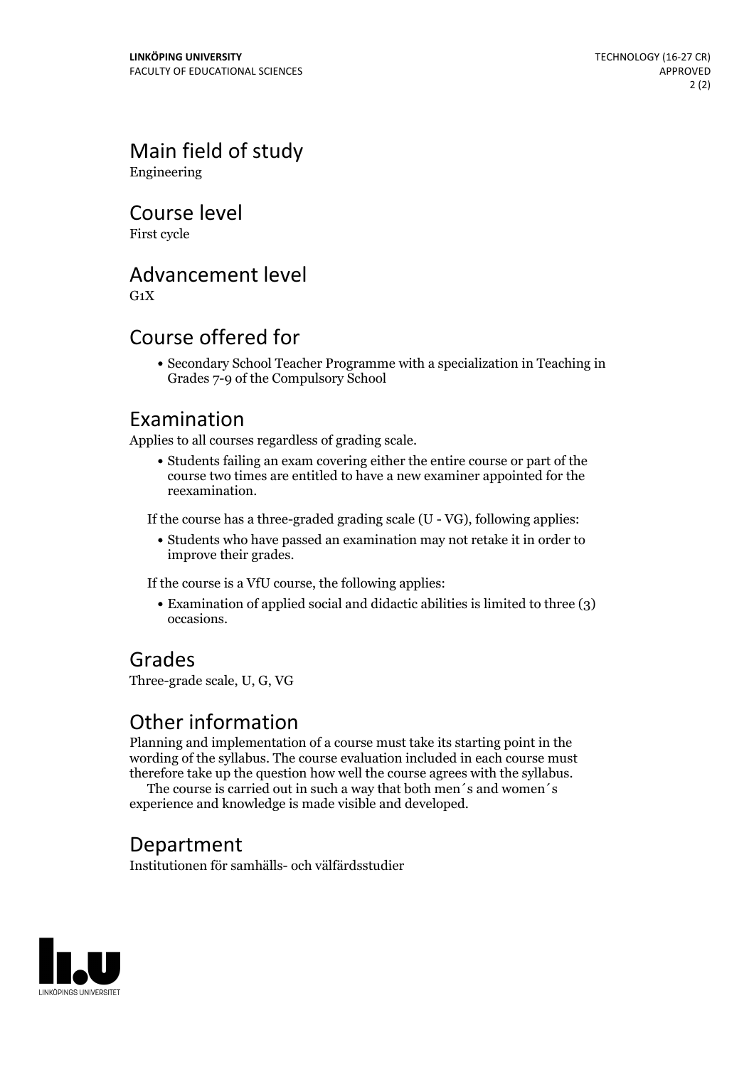## Main field of study

Engineering

## Course level

First cycle

## Advancement level

G1X

## Course offered for

- Secondary School Teacher Programme with a specialization in Teaching in Grades 7-9 of the Compulsory School

## Examination

Applies to all courses regardless of grading scale.

- Students failing an exam covering either the entire course or part of the course two times are entitled to have a new examiner appointed for the reexamination.

If the course has a three-graded grading scale (U - VG), following applies:

- Students who have passed an examination may not retake it in order to improve their grades.

If the course is a VfU course, the following applies:

- Examination of applied social and didactic abilities is limited to three (3) occasions.

## Grades

Three-grade scale, U, G, VG

## Other information

Planning and implementation of a course must take its starting point in the wording of the syllabus. The course evaluation included in each course must therefore take up the question how well the course agrees with the syllabus.

The course is carried out in such a way that both men´s and women´s experience and knowledge is made visible and developed.

## Department

Institutionen för samhälls- och välfärdsstudier